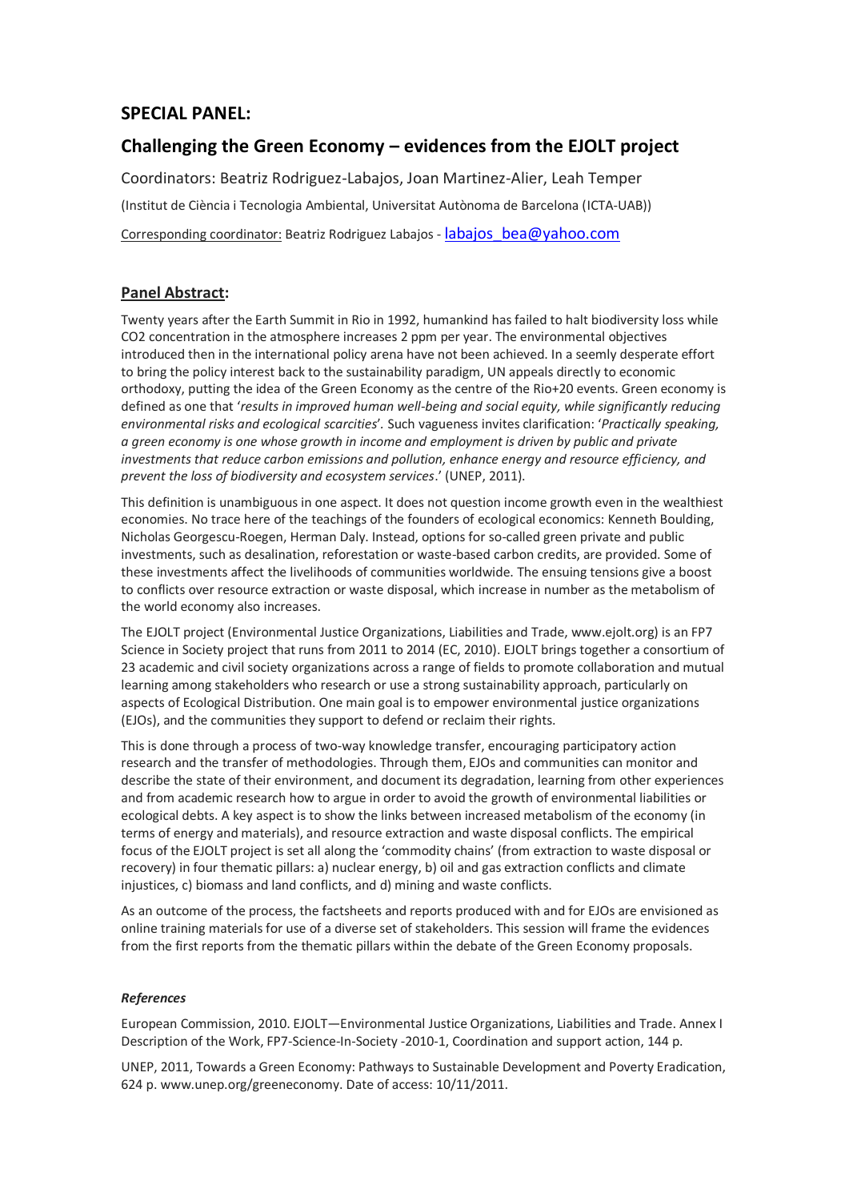## SPECIAL PANEL:

## Challenging the Green Economy – evidences from the EJOLT project

Coordinators: Beatriz Rodriguez-Labajos, Joan Martinez-Alier, Leah Temper

(Institut de Ciència i Tecnologia Ambiental, Universitat Autònoma de Barcelona (ICTA-UAB))

Corresponding coordinator: Beatriz Rodriguez Labajos - labajos_bea@yahoo.com

### **Panel Abstract:**

Twenty years after the Earth Summit in Rio in 1992, humankind has failed to halt biodiversity loss while CO2 concentration in the atmosphere increases 2 ppm per year. The environmental objectives introduced then in the international policy arena have not been achieved. In a seemly desperate effort to bring the policy interest back to the sustainability paradigm, UN appeals directly to economic orthodoxy, putting the idea of the Green Economy as the centre of the Rio+20 events. Green economy is defined as one that '*results in improved human well-being and social equity, while significantly reducing environmental risks and ecological scarcities*'. Such vagueness invites clarification: '*Practically speaking, a green economy is one whose growth in income and employment is driven by public and private investments that reduce carbon emissions and pollution, enhance energy and resource efficiency, and prevent the loss of biodiversity and ecosystem services*.' (UNEP, 2011).

This definition is unambiguous in one aspect. It does not question income growth even in the wealthiest economies. No trace here of the teachings of the founders of ecological economics: Kenneth Boulding, Nicholas Georgescu-Roegen, Herman Daly. Instead, options for so-called green private and public investments, such as desalination, reforestation or waste-based carbon credits, are provided. Some of these investments affect the livelihoods of communities worldwide. The ensuing tensions give a boost to conflicts over resource extraction or waste disposal, which increase in number as the metabolism of the world economy also increases.

The EJOLT project (Environmental Justice Organizations, Liabilities and Trade, www.ejolt.org) is an FP7 Science in Society project that runs from 2011 to 2014 (EC, 2010). EJOLT brings together a consortium of 23 academic and civil society organizations across a range of fields to promote collaboration and mutual learning among stakeholders who research or use a strong sustainability approach, particularly on aspects of Ecological Distribution. One main goal is to empower environmental justice organizations (EJOs), and the communities they support to defend or reclaim their rights.

This is done through a process of two-way knowledge transfer, encouraging participatory action research and the transfer of methodologies. Through them, EJOs and communities can monitor and describe the state of their environment, and document its degradation, learning from other experiences and from academic research how to argue in order to avoid the growth of environmental liabilities or ecological debts. A key aspect is to show the links between increased metabolism of the economy (in terms of energy and materials), and resource extraction and waste disposal conflicts. The empirical focus of the EJOLT project is set all along the 'commodity chains' (from extraction to waste disposal or recovery) in four thematic pillars: a) nuclear energy, b) oil and gas extraction conflicts and climate injustices, c) biomass and land conflicts, and d) mining and waste conflicts.

As an outcome of the process, the factsheets and reports produced with and for EJOs are envisioned as online training materials for use of a diverse set of stakeholders. This session will frame the evidences from the first reports from the thematic pillars within the debate of the Green Economy proposals.

#### ***References***

European Commission, 2010. EJOLT—Environmental Justice Organizations, Liabilities and Trade. Annex I Description of the Work, FP7-Science-In-Society -2010-1, Coordination and support action, 144 p.

UNEP, 2011, Towards a Green Economy: Pathways to Sustainable Development and Poverty Eradication, 624 p. www.unep.org/greeneconomy. Date of access: 10/11/2011.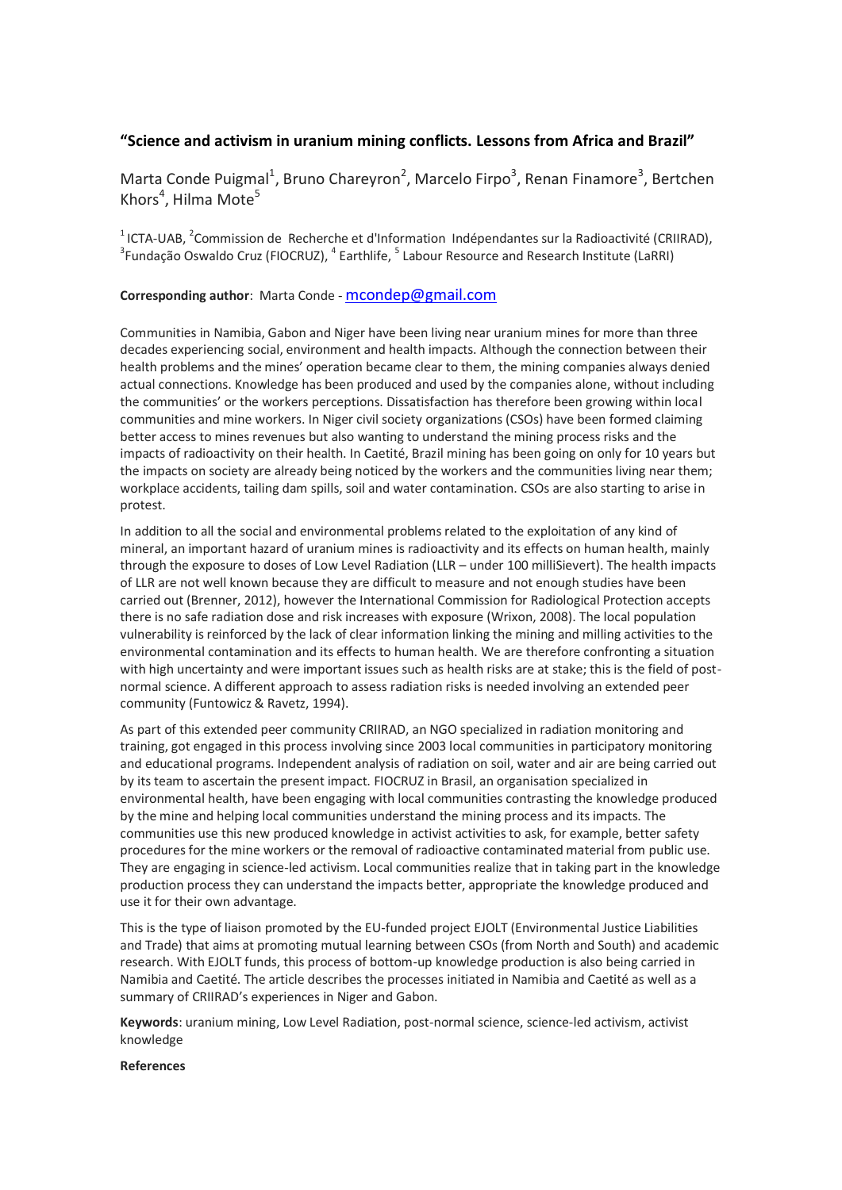## "Science and activism in uranium mining conflicts. Lessons from Africa and Brazil"

Marta Conde Puigmal[1], Bruno Chareyron[2], Marcelo Firpo[3], Renan Finamore[3], Bertchen Khors[4], Hilma Mote[5]

[1] ICTA-UAB, [2]Commission de Recherche et d'Information Indépendantes sur la Radioactivité (CRIIRAD), [3]Fundação Oswaldo Cruz (FIOCRUZ), [4] Earthlife, [5] Labour Resource and Research Institute (LaRRI)

**Corresponding author**: Marta Conde - mcondep@gmail.com

Communities in Namibia, Gabon and Niger have been living near uranium mines for more than three decades experiencing social, environment and health impacts. Although the connection between their health problems and the mines' operation became clear to them, the mining companies always denied actual connections. Knowledge has been produced and used by the companies alone, without including the communities' or the workers perceptions. Dissatisfaction has therefore been growing within local communities and mine workers. In Niger civil society organizations (CSOs) have been formed claiming better access to mines revenues but also wanting to understand the mining process risks and the impacts of radioactivity on their health. In Caetité, Brazil mining has been going on only for 10 years but the impacts on society are already being noticed by the workers and the communities living near them; workplace accidents, tailing dam spills, soil and water contamination. CSOs are also starting to arise in protest.

In addition to all the social and environmental problems related to the exploitation of any kind of mineral, an important hazard of uranium mines is radioactivity and its effects on human health, mainly through the exposure to doses of Low Level Radiation (LLR – under 100 milliSievert). The health impacts of LLR are not well known because they are difficult to measure and not enough studies have been carried out (Brenner, 2012), however the International Commission for Radiological Protection accepts there is no safe radiation dose and risk increases with exposure (Wrixon, 2008). The local population vulnerability is reinforced by the lack of clear information linking the mining and milling activities to the environmental contamination and its effects to human health. We are therefore confronting a situation with high uncertainty and were important issues such as health risks are at stake; this is the field of post-normal science. A different approach to assess radiation risks is needed involving an extended peer community (Funtowicz & Ravetz, 1994).

As part of this extended peer community CRIIRAD, an NGO specialized in radiation monitoring and training, got engaged in this process involving since 2003 local communities in participatory monitoring and educational programs. Independent analysis of radiation on soil, water and air are being carried out by its team to ascertain the present impact. FIOCRUZ in Brasil, an organisation specialized in environmental health, have been engaging with local communities contrasting the knowledge produced by the mine and helping local communities understand the mining process and its impacts. The communities use this new produced knowledge in activist activities to ask, for example, better safety procedures for the mine workers or the removal of radioactive contaminated material from public use. They are engaging in science-led activism. Local communities realize that in taking part in the knowledge production process they can understand the impacts better, appropriate the knowledge produced and use it for their own advantage.

This is the type of liaison promoted by the EU-funded project EJOLT (Environmental Justice Liabilities and Trade) that aims at promoting mutual learning between CSOs (from North and South) and academic research. With EJOLT funds, this process of bottom-up knowledge production is also being carried in Namibia and Caetité. The article describes the processes initiated in Namibia and Caetité as well as a summary of CRIIRAD's experiences in Niger and Gabon.

**Keywords**: uranium mining, Low Level Radiation, post-normal science, science-led activism, activist knowledge

**References**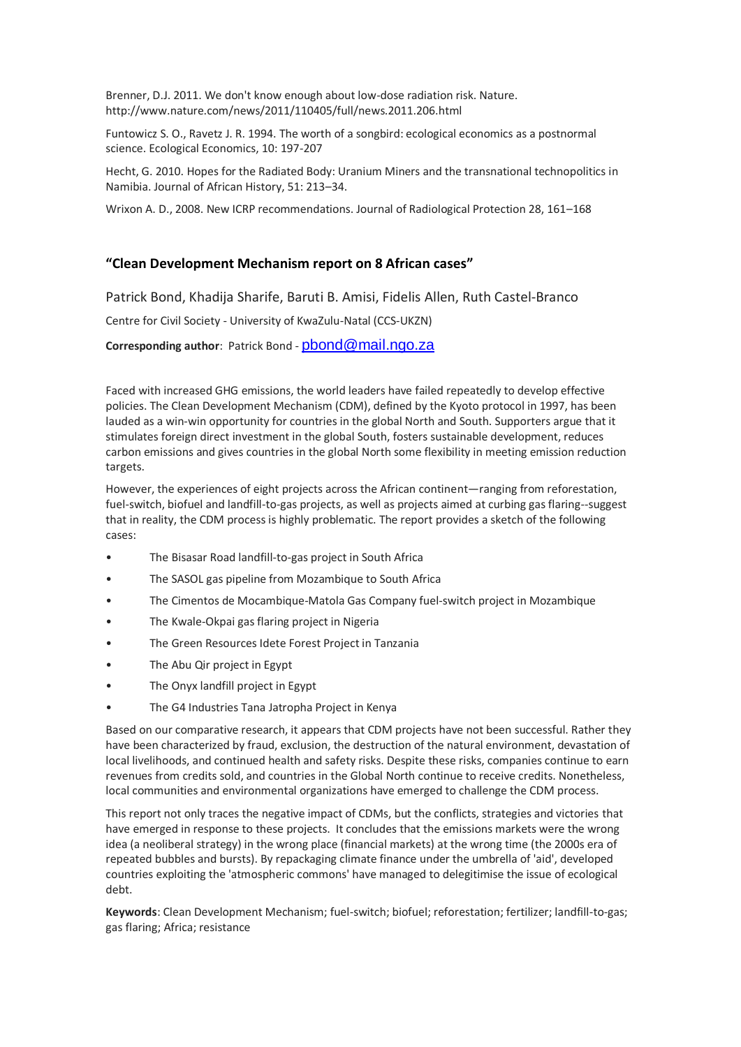Brenner, D.J. 2011. We don't know enough about low-dose radiation risk. Nature. http://www.nature.com/news/2011/110405/full/news.2011.206.html

Funtowicz S. O., Ravetz J. R. 1994. The worth of a songbird: ecological economics as a postnormal science. Ecological Economics, 10: 197-207

Hecht, G. 2010. Hopes for the Radiated Body: Uranium Miners and the transnational technopolitics in Namibia. Journal of African History, 51: 213–34.

Wrixon A. D., 2008. New ICRP recommendations. Journal of Radiological Protection 28, 161–168

## "Clean Development Mechanism report on 8 African cases"

Patrick Bond, Khadija Sharife, Baruti B. Amisi, Fidelis Allen, Ruth Castel-Branco

Centre for Civil Society - University of KwaZulu-Natal (CCS-UKZN)

**Corresponding author**: Patrick Bond - pbond@mail.ngo.za

Faced with increased GHG emissions, the world leaders have failed repeatedly to develop effective policies. The Clean Development Mechanism (CDM), defined by the Kyoto protocol in 1997, has been lauded as a win-win opportunity for countries in the global North and South. Supporters argue that it stimulates foreign direct investment in the global South, fosters sustainable development, reduces carbon emissions and gives countries in the global North some flexibility in meeting emission reduction targets.

However, the experiences of eight projects across the African continent—ranging from reforestation, fuel-switch, biofuel and landfill-to-gas projects, as well as projects aimed at curbing gas flaring--suggest that in reality, the CDM process is highly problematic. The report provides a sketch of the following cases:

- The Bisasar Road landfill-to-gas project in South Africa
- The SASOL gas pipeline from Mozambique to South Africa
- The Cimentos de Mocambique-Matola Gas Company fuel-switch project in Mozambique
- The Kwale-Okpai gas flaring project in Nigeria
- The Green Resources Idete Forest Project in Tanzania
- The Abu Qir project in Egypt
- The Onyx landfill project in Egypt
- The G4 Industries Tana Jatropha Project in Kenya

Based on our comparative research, it appears that CDM projects have not been successful. Rather they have been characterized by fraud, exclusion, the destruction of the natural environment, devastation of local livelihoods, and continued health and safety risks. Despite these risks, companies continue to earn revenues from credits sold, and countries in the Global North continue to receive credits. Nonetheless, local communities and environmental organizations have emerged to challenge the CDM process.

This report not only traces the negative impact of CDMs, but the conflicts, strategies and victories that have emerged in response to these projects. It concludes that the emissions markets were the wrong idea (a neoliberal strategy) in the wrong place (financial markets) at the wrong time (the 2000s era of repeated bubbles and bursts). By repackaging climate finance under the umbrella of 'aid', developed countries exploiting the 'atmospheric commons' have managed to delegitimise the issue of ecological debt.

**Keywords**: Clean Development Mechanism; fuel-switch; biofuel; reforestation; fertilizer; landfill-to-gas; gas flaring; Africa; resistance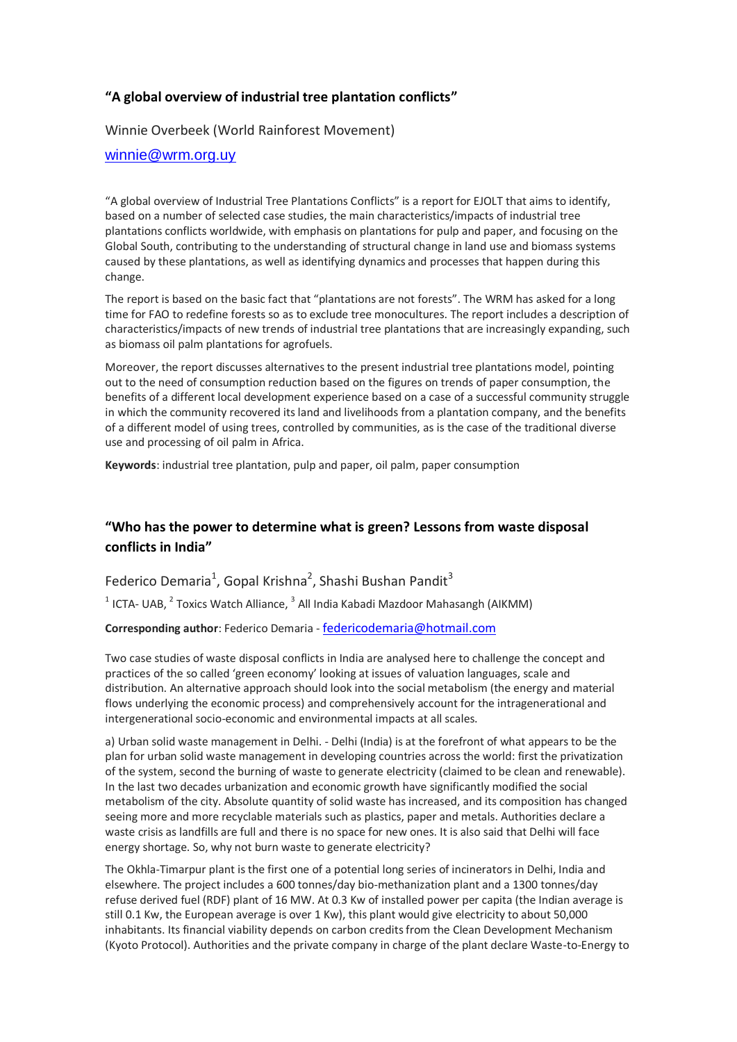## "A global overview of industrial tree plantation conflicts"

Winnie Overbeek (World Rainforest Movement)

winnie@wrm.org.uy

"A global overview of Industrial Tree Plantations Conflicts" is a report for EJOLT that aims to identify, based on a number of selected case studies, the main characteristics/impacts of industrial tree plantations conflicts worldwide, with emphasis on plantations for pulp and paper, and focusing on the Global South, contributing to the understanding of structural change in land use and biomass systems caused by these plantations, as well as identifying dynamics and processes that happen during this change.

The report is based on the basic fact that "plantations are not forests". The WRM has asked for a long time for FAO to redefine forests so as to exclude tree monocultures. The report includes a description of characteristics/impacts of new trends of industrial tree plantations that are increasingly expanding, such as biomass oil palm plantations for agrofuels.

Moreover, the report discusses alternatives to the present industrial tree plantations model, pointing out to the need of consumption reduction based on the figures on trends of paper consumption, the benefits of a different local development experience based on a case of a successful community struggle in which the community recovered its land and livelihoods from a plantation company, and the benefits of a different model of using trees, controlled by communities, as is the case of the traditional diverse use and processing of oil palm in Africa.

**Keywords**: industrial tree plantation, pulp and paper, oil palm, paper consumption

## "Who has the power to determine what is green? Lessons from waste disposal conflicts in India"

Federico Demaria[1], Gopal Krishna[2], Shashi Bushan Pandit[3]

[1] ICTA- UAB, [2] Toxics Watch Alliance, [3] All India Kabadi Mazdoor Mahasangh (AIKMM)

**Corresponding author**: Federico Demaria - federicodemaria@hotmail.com

Two case studies of waste disposal conflicts in India are analysed here to challenge the concept and practices of the so called 'green economy' looking at issues of valuation languages, scale and distribution. An alternative approach should look into the social metabolism (the energy and material flows underlying the economic process) and comprehensively account for the intragenerational and intergenerational socio-economic and environmental impacts at all scales.

a) Urban solid waste management in Delhi. - Delhi (India) is at the forefront of what appears to be the plan for urban solid waste management in developing countries across the world: first the privatization of the system, second the burning of waste to generate electricity (claimed to be clean and renewable). In the last two decades urbanization and economic growth have significantly modified the social metabolism of the city. Absolute quantity of solid waste has increased, and its composition has changed seeing more and more recyclable materials such as plastics, paper and metals. Authorities declare a waste crisis as landfills are full and there is no space for new ones. It is also said that Delhi will face energy shortage. So, why not burn waste to generate electricity?

The Okhla-Timarpur plant is the first one of a potential long series of incinerators in Delhi, India and elsewhere. The project includes a 600 tonnes/day bio-methanization plant and a 1300 tonnes/day refuse derived fuel (RDF) plant of 16 MW. At 0.3 Kw of installed power per capita (the Indian average is still 0.1 Kw, the European average is over 1 Kw), this plant would give electricity to about 50,000 inhabitants. Its financial viability depends on carbon credits from the Clean Development Mechanism (Kyoto Protocol). Authorities and the private company in charge of the plant declare Waste-to-Energy to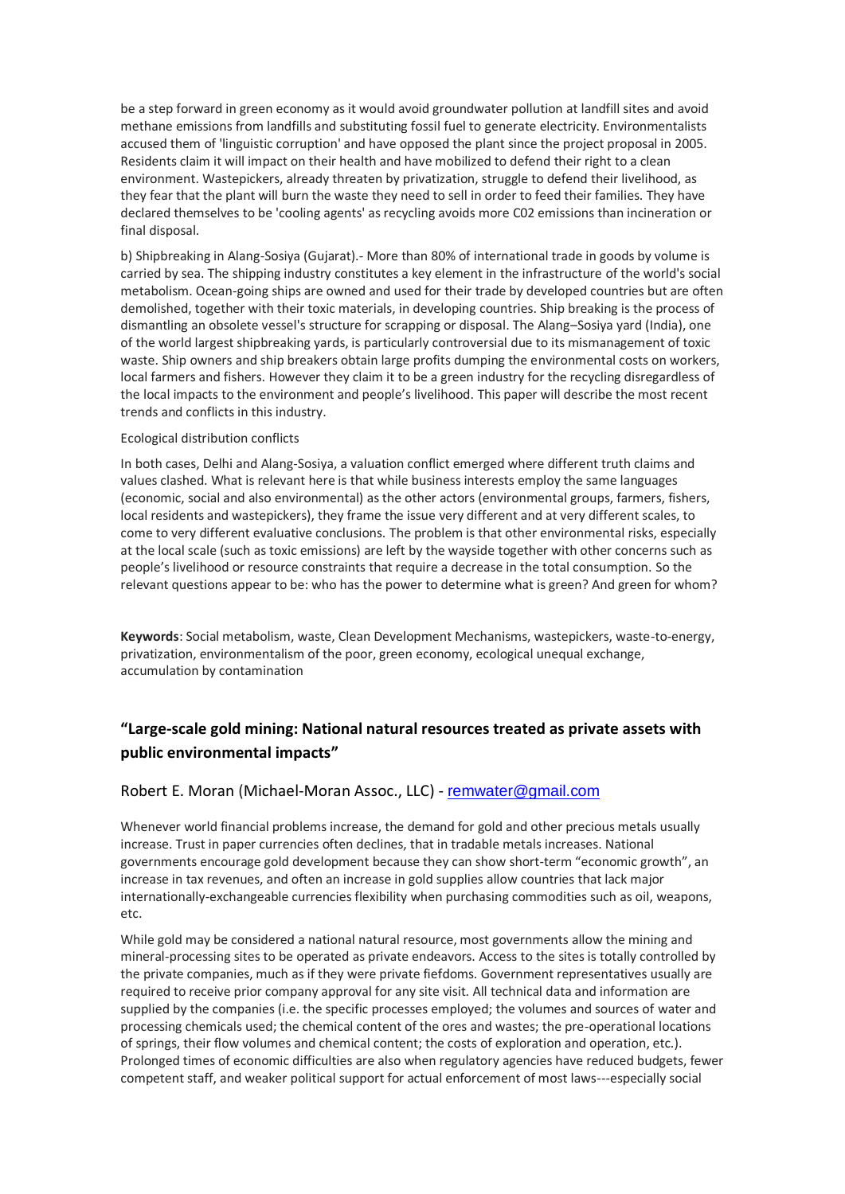be a step forward in green economy as it would avoid groundwater pollution at landfill sites and avoid methane emissions from landfills and substituting fossil fuel to generate electricity. Environmentalists accused them of 'linguistic corruption' and have opposed the plant since the project proposal in 2005. Residents claim it will impact on their health and have mobilized to defend their right to a clean environment. Wastepickers, already threaten by privatization, struggle to defend their livelihood, as they fear that the plant will burn the waste they need to sell in order to feed their families. They have declared themselves to be 'cooling agents' as recycling avoids more C02 emissions than incineration or final disposal.

b) Shipbreaking in Alang-Sosiya (Gujarat).- More than 80% of international trade in goods by volume is carried by sea. The shipping industry constitutes a key element in the infrastructure of the world's social metabolism. Ocean-going ships are owned and used for their trade by developed countries but are often demolished, together with their toxic materials, in developing countries. Ship breaking is the process of dismantling an obsolete vessel's structure for scrapping or disposal. The Alang–Sosiya yard (India), one of the world largest shipbreaking yards, is particularly controversial due to its mismanagement of toxic waste. Ship owners and ship breakers obtain large profits dumping the environmental costs on workers, local farmers and fishers. However they claim it to be a green industry for the recycling disregardless of the local impacts to the environment and people's livelihood. This paper will describe the most recent trends and conflicts in this industry.

Ecological distribution conflicts

In both cases, Delhi and Alang-Sosiya, a valuation conflict emerged where different truth claims and values clashed. What is relevant here is that while business interests employ the same languages (economic, social and also environmental) as the other actors (environmental groups, farmers, fishers, local residents and wastepickers), they frame the issue very different and at very different scales, to come to very different evaluative conclusions. The problem is that other environmental risks, especially at the local scale (such as toxic emissions) are left by the wayside together with other concerns such as people's livelihood or resource constraints that require a decrease in the total consumption. So the relevant questions appear to be: who has the power to determine what is green? And green for whom?

**Keywords**: Social metabolism, waste, Clean Development Mechanisms, wastepickers, waste-to-energy, privatization, environmentalism of the poor, green economy, ecological unequal exchange, accumulation by contamination

## "Large-scale gold mining: National natural resources treated as private assets with public environmental impacts"

Robert E. Moran (Michael-Moran Assoc., LLC) - remwater@gmail.com

Whenever world financial problems increase, the demand for gold and other precious metals usually increase. Trust in paper currencies often declines, that in tradable metals increases. National governments encourage gold development because they can show short-term "economic growth", an increase in tax revenues, and often an increase in gold supplies allow countries that lack major internationally-exchangeable currencies flexibility when purchasing commodities such as oil, weapons, etc.

While gold may be considered a national natural resource, most governments allow the mining and mineral-processing sites to be operated as private endeavors. Access to the sites is totally controlled by the private companies, much as if they were private fiefdoms. Government representatives usually are required to receive prior company approval for any site visit. All technical data and information are supplied by the companies (i.e. the specific processes employed; the volumes and sources of water and processing chemicals used; the chemical content of the ores and wastes; the pre-operational locations of springs, their flow volumes and chemical content; the costs of exploration and operation, etc.). Prolonged times of economic difficulties are also when regulatory agencies have reduced budgets, fewer competent staff, and weaker political support for actual enforcement of most laws---especially social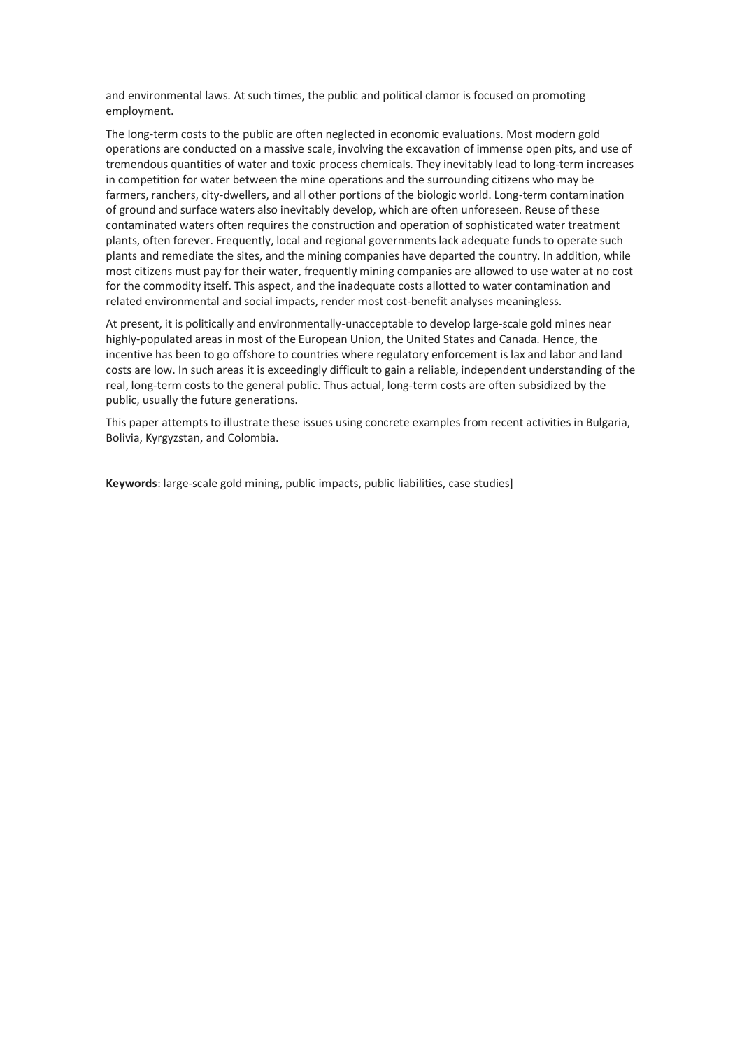and environmental laws. At such times, the public and political clamor is focused on promoting employment.

The long-term costs to the public are often neglected in economic evaluations. Most modern gold operations are conducted on a massive scale, involving the excavation of immense open pits, and use of tremendous quantities of water and toxic process chemicals. They inevitably lead to long-term increases in competition for water between the mine operations and the surrounding citizens who may be farmers, ranchers, city-dwellers, and all other portions of the biologic world. Long-term contamination of ground and surface waters also inevitably develop, which are often unforeseen. Reuse of these contaminated waters often requires the construction and operation of sophisticated water treatment plants, often forever. Frequently, local and regional governments lack adequate funds to operate such plants and remediate the sites, and the mining companies have departed the country. In addition, while most citizens must pay for their water, frequently mining companies are allowed to use water at no cost for the commodity itself. This aspect, and the inadequate costs allotted to water contamination and related environmental and social impacts, render most cost-benefit analyses meaningless.

At present, it is politically and environmentally-unacceptable to develop large-scale gold mines near highly-populated areas in most of the European Union, the United States and Canada. Hence, the incentive has been to go offshore to countries where regulatory enforcement is lax and labor and land costs are low. In such areas it is exceedingly difficult to gain a reliable, independent understanding of the real, long-term costs to the general public. Thus actual, long-term costs are often subsidized by the public, usually the future generations.

This paper attempts to illustrate these issues using concrete examples from recent activities in Bulgaria, Bolivia, Kyrgyzstan, and Colombia.

**Keywords**: large-scale gold mining, public impacts, public liabilities, case studies]